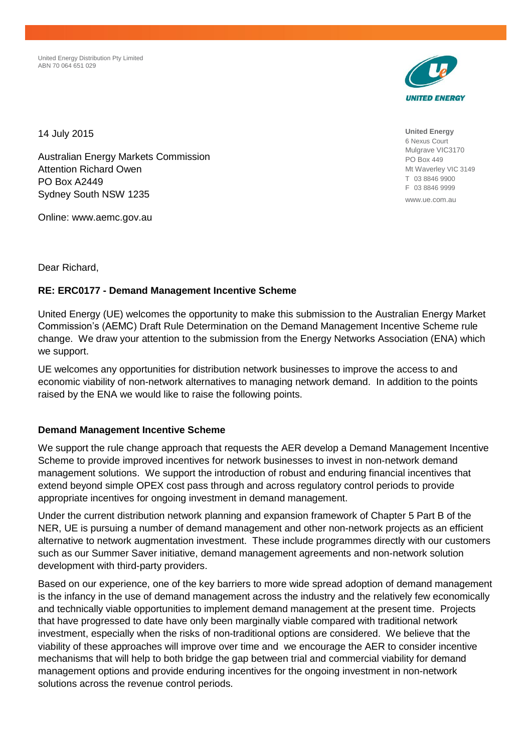United Energy Distribution Pty Limited
ABN 70 064 651 029

**United Energy**
6 Nexus Court
Mulgrave VIC3170
PO Box 449
Mt Waverley VIC 3149
T 03 8846 9900
F 03 8846 9999
www.ue.com.au

14 July 2015

Australian Energy Markets Commission
Attention Richard Owen
PO Box A2449
Sydney South NSW 1235

Online: www.aemc.gov.au

Dear Richard,

**RE: ERC0177 - Demand Management Incentive Scheme**

United Energy (UE) welcomes the opportunity to make this submission to the Australian Energy Market Commission's (AEMC) Draft Rule Determination on the Demand Management Incentive Scheme rule change. We draw your attention to the submission from the Energy Networks Association (ENA) which we support.

UE welcomes any opportunities for distribution network businesses to improve the access to and economic viability of non-network alternatives to managing network demand. In addition to the points raised by the ENA we would like to raise the following points.

**Demand Management Incentive Scheme**

We support the rule change approach that requests the AER develop a Demand Management Incentive Scheme to provide improved incentives for network businesses to invest in non-network demand management solutions. We support the introduction of robust and enduring financial incentives that extend beyond simple OPEX cost pass through and across regulatory control periods to provide appropriate incentives for ongoing investment in demand management.

Under the current distribution network planning and expansion framework of Chapter 5 Part B of the NER, UE is pursuing a number of demand management and other non-network projects as an efficient alternative to network augmentation investment. These include programmes directly with our customers such as our Summer Saver initiative, demand management agreements and non-network solution development with third-party providers.

Based on our experience, one of the key barriers to more wide spread adoption of demand management is the infancy in the use of demand management across the industry and the relatively few economically and technically viable opportunities to implement demand management at the present time. Projects that have progressed to date have only been marginally viable compared with traditional network investment, especially when the risks of non-traditional options are considered. We believe that the viability of these approaches will improve over time and we encourage the AER to consider incentive mechanisms that will help to both bridge the gap between trial and commercial viability for demand management options and provide enduring incentives for the ongoing investment in non-network solutions across the revenue control periods.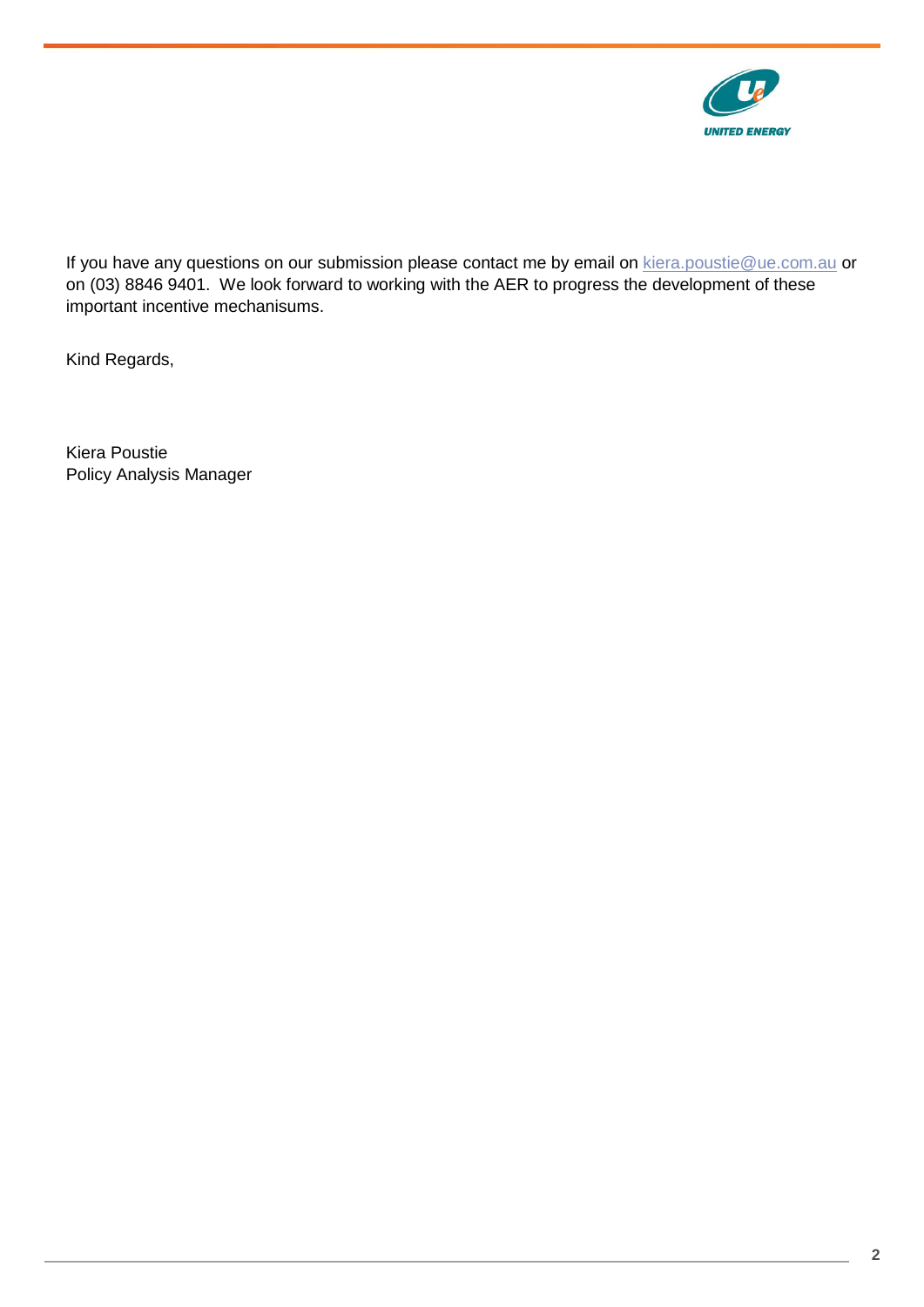If you have any questions on our submission please contact me by email on kiera.poustie@ue.com.au or on (03) 8846 9401. We look forward to working with the AER to progress the development of these important incentive mechanisums.

Kind Regards,

Kiera Poustie
Policy Analysis Manager